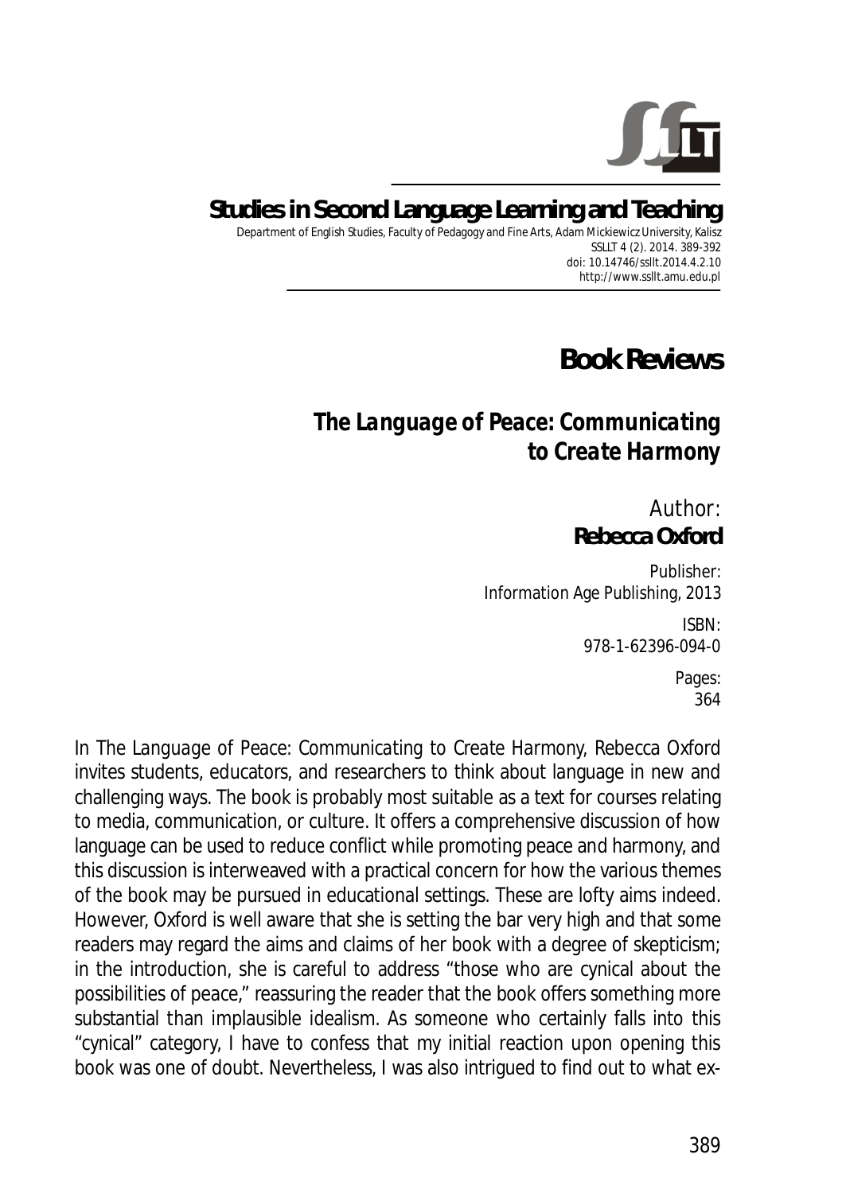# Studies in Second Language Learning and Teaching

Department of English Studies, Faculty of Pedagogy and Fine Arts, Adam Mickiewicz University, Kalisz
SSLLT 4 (2). 2014. 389-392
doi: 10.14746/ssllt.2014.4.2.10
http://www.ssllt.amu.edu.pl

## Book Reviews

### *The Language of Peace: Communicating to Create Harmony*

Author:
**Rebecca Oxford**

Publisher:
Information Age Publishing, 2013

ISBN:
978-1-62396-094-0

Pages:
364

In *The Language of Peace: Communicating to Create Harmony*, Rebecca Oxford invites students, educators, and researchers to think about language in new and challenging ways. The book is probably most suitable as a text for courses relating to media, communication, or culture. It offers a comprehensive discussion of how language can be used to reduce conflict while promoting peace and harmony, and this discussion is interweaved with a practical concern for how the various themes of the book may be pursued in educational settings. These are lofty aims indeed. However, Oxford is well aware that she is setting the bar very high and that some readers may regard the aims and claims of her book with a degree of skepticism; in the introduction, she is careful to address "those who are cynical about the possibilities of peace," reassuring the reader that the book offers something more substantial than implausible idealism. As someone who certainly falls into this "cynical" category, I have to confess that my initial reaction upon opening this book was one of doubt. Nevertheless, I was also intrigued to find out to what ex-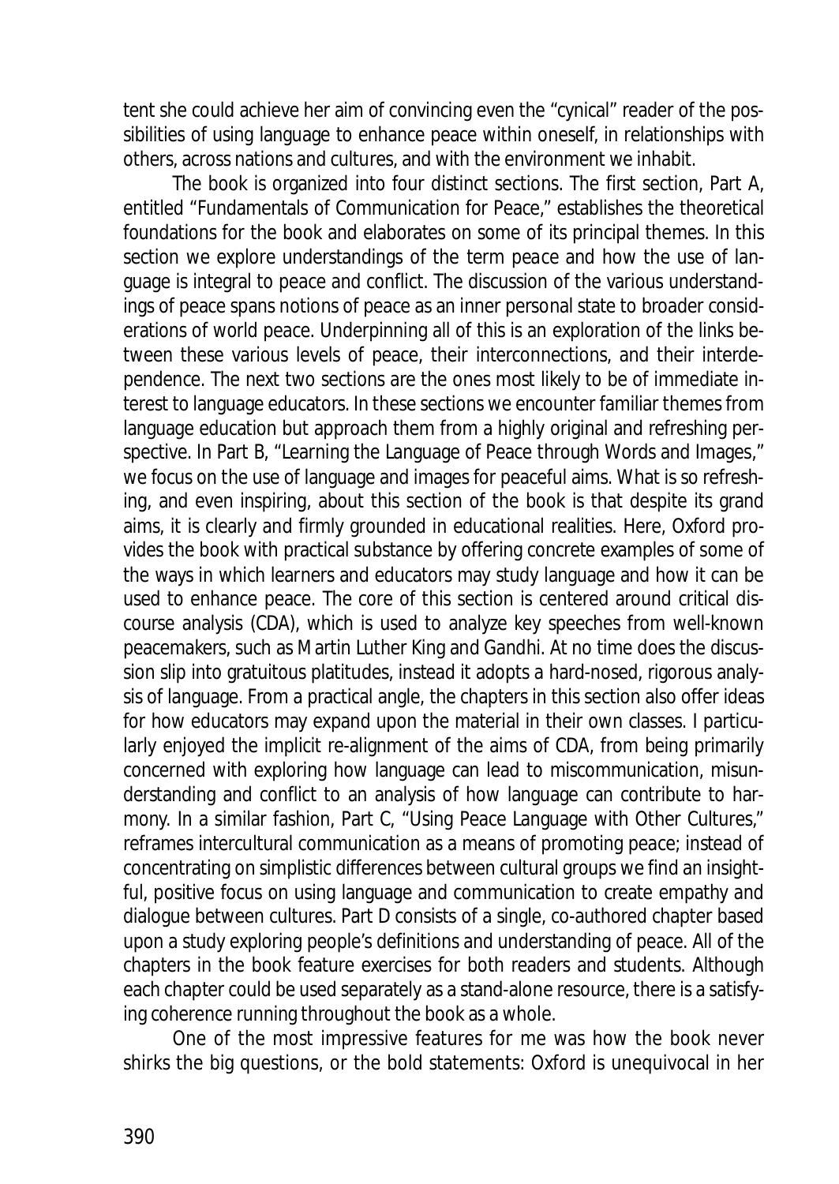tent she could achieve her aim of convincing even the "cynical" reader of the possibilities of using language to enhance peace within oneself, in relationships with others, across nations and cultures, and with the environment we inhabit.

The book is organized into four distinct sections. The first section, Part A, entitled "Fundamentals of Communication for Peace," establishes the theoretical foundations for the book and elaborates on some of its principal themes. In this section we explore understandings of the term *peace* and how the use of language is integral to peace and conflict. The discussion of the various understandings of peace spans notions of peace as an inner personal state to broader considerations of world peace. Underpinning all of this is an exploration of the links between these various levels of peace, their interconnections, and their interdependence. The next two sections are the ones most likely to be of immediate interest to language educators. In these sections we encounter familiar themes from language education but approach them from a highly original and refreshing perspective. In Part B, "Learning the Language of Peace through Words and Images," we focus on the use of language and images for peaceful aims. What is so refreshing, and even inspiring, about this section of the book is that despite its grand aims, it is clearly and firmly grounded in educational realities. Here, Oxford provides the book with practical substance by offering concrete examples of some of the ways in which learners and educators may study language and how it can be used to enhance peace. The core of this section is centered around critical discourse analysis (CDA), which is used to analyze key speeches from well-known peacemakers, such as Martin Luther King and Gandhi. At no time does the discussion slip into gratuitous platitudes, instead it adopts a hard-nosed, rigorous analysis of language. From a practical angle, the chapters in this section also offer ideas for how educators may expand upon the material in their own classes. I particularly enjoyed the implicit re-alignment of the aims of CDA, from being primarily concerned with exploring how language can lead to miscommunication, misunderstanding and conflict to an analysis of how language can contribute to harmony. In a similar fashion, Part C, "Using Peace Language with Other Cultures," reframes intercultural communication as a means of promoting peace; instead of concentrating on simplistic differences between cultural groups we find an insightful, positive focus on using language and communication to create empathy and dialogue between cultures. Part D consists of a single, co-authored chapter based upon a study exploring people's definitions and understanding of peace. All of the chapters in the book feature exercises for both readers and students. Although each chapter could be used separately as a stand-alone resource, there is a satisfying coherence running throughout the book as a whole.

One of the most impressive features for me was how the book never shirks the big questions, or the bold statements: Oxford is unequivocal in her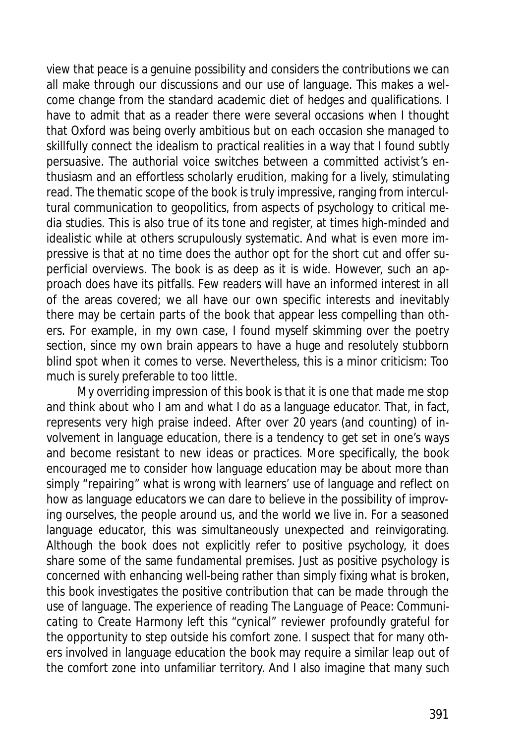view that peace is a genuine possibility and considers the contributions we can all make through our discussions and our use of language. This makes a welcome change from the standard academic diet of hedges and qualifications. I have to admit that as a reader there were several occasions when I thought that Oxford was being overly ambitious but on each occasion she managed to skillfully connect the idealism to practical realities in a way that I found subtly persuasive. The authorial voice switches between a committed activist's enthusiasm and an effortless scholarly erudition, making for a lively, stimulating read. The thematic scope of the book is truly impressive, ranging from intercultural communication to geopolitics, from aspects of psychology to critical media studies. This is also true of its tone and register, at times high-minded and idealistic while at others scrupulously systematic. And what is even more impressive is that at no time does the author opt for the short cut and offer superficial overviews. The book is as deep as it is wide. However, such an approach does have its pitfalls. Few readers will have an informed interest in all of the areas covered; we all have our own specific interests and inevitably there may be certain parts of the book that appear less compelling than others. For example, in my own case, I found myself skimming over the poetry section, since my own brain appears to have a huge and resolutely stubborn blind spot when it comes to verse. Nevertheless, this is a minor criticism: Too much is surely preferable to too little.

My overriding impression of this book is that it is one that made me stop and think about who I am and what I do as a language educator. That, in fact, represents very high praise indeed. After over 20 years (and counting) of involvement in language education, there is a tendency to get set in one's ways and become resistant to new ideas or practices. More specifically, the book encouraged me to consider how language education may be about more than simply "repairing" what is wrong with learners' use of language and reflect on how as language educators we can dare to believe in the possibility of improving ourselves, the people around us, and the world we live in. For a seasoned language educator, this was simultaneously unexpected and reinvigorating. Although the book does not explicitly refer to positive psychology, it does share some of the same fundamental premises. Just as positive psychology is concerned with enhancing well-being rather than simply fixing what is broken, this book investigates the positive contribution that can be made through the use of language. The experience of reading *The Language of Peace: Communicating to Create Harmony* left this "cynical" reviewer profoundly grateful for the opportunity to step outside his comfort zone. I suspect that for many others involved in language education the book may require a similar leap out of the comfort zone into unfamiliar territory. And I also imagine that many such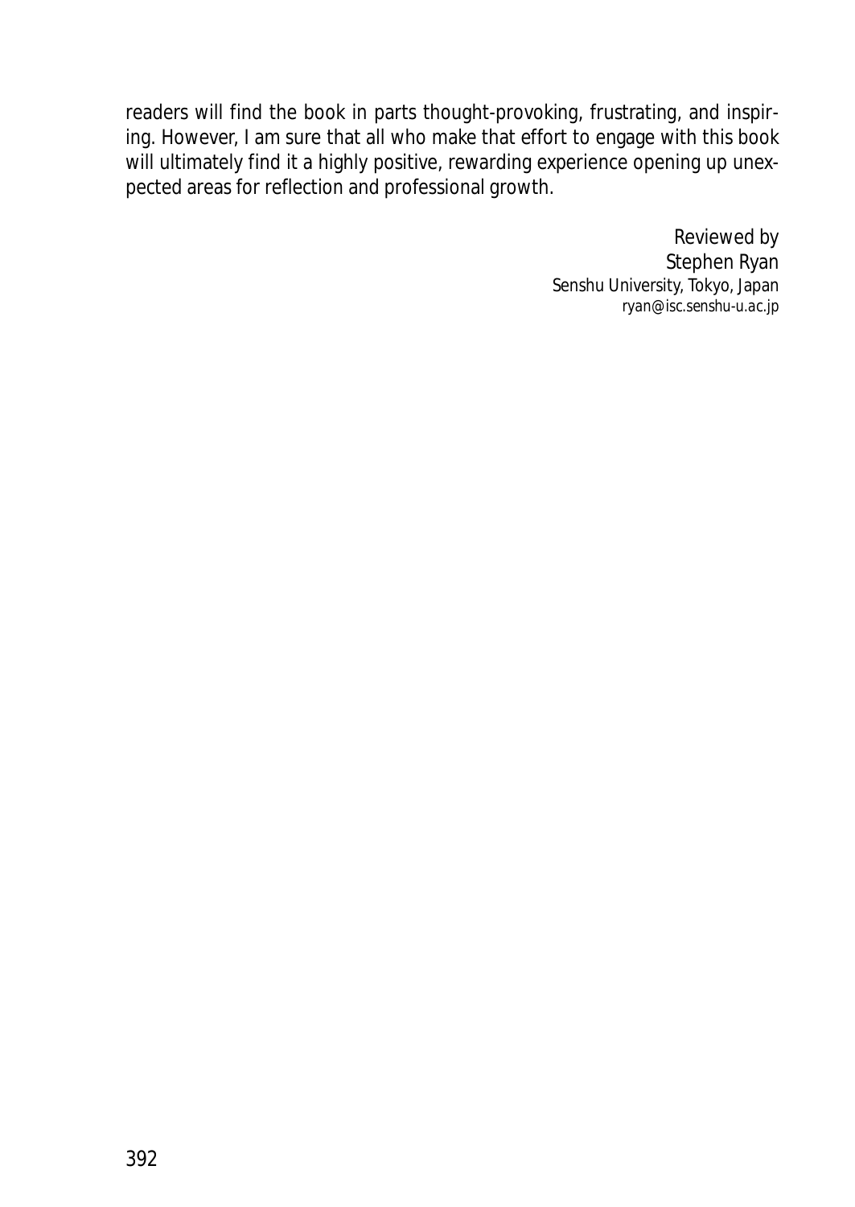readers will find the book in parts thought-provoking, frustrating, and inspiring. However, I am sure that all who make that effort to engage with this book will ultimately find it a highly positive, rewarding experience opening up unexpected areas for reflection and professional growth.

Reviewed by
Stephen Ryan
Senshu University, Tokyo, Japan
ryan@isc.senshu-u.ac.jp